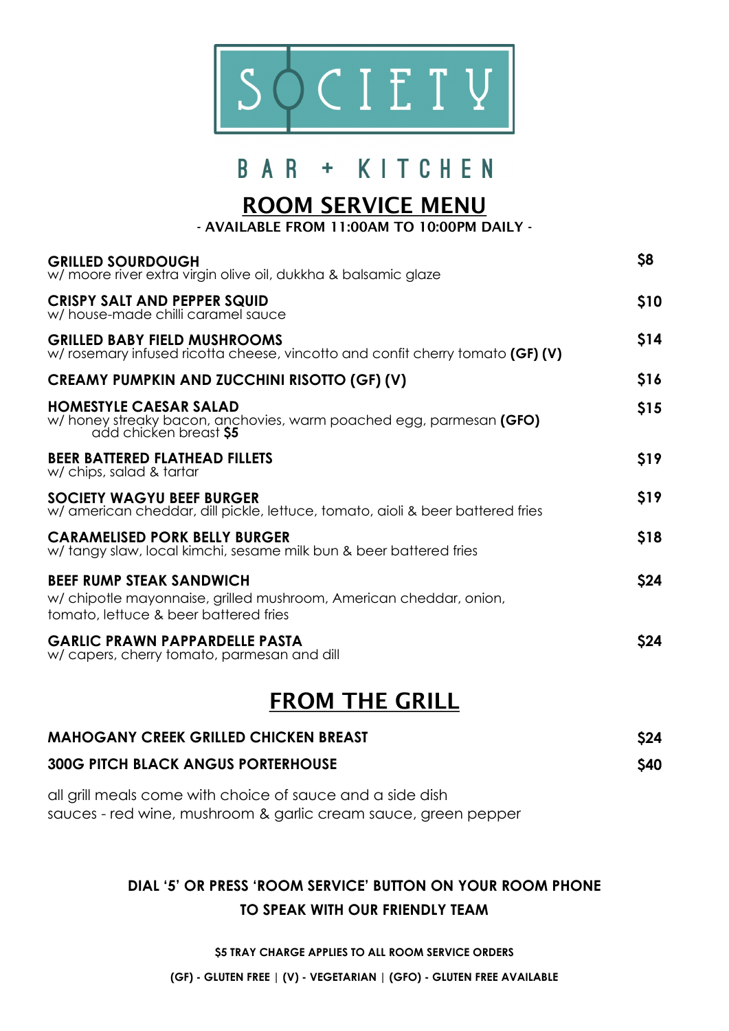# SOCIETY

## BAR + KITCHEN

## ROOM SERVICE MENU

- AVAILABLE FROM 11:00AM TO 10:00PM DAILY -

**GRILLED SOURDOUGH** — **$8**
w/ moore river extra virgin olive oil, dukkha & balsamic glaze

**CRISPY SALT AND PEPPER SQUID** — **$10**
w/ house-made chilli caramel sauce

**GRILLED BABY FIELD MUSHROOMS** — **$14**
w/ rosemary infused ricotta cheese, vincotto and confit cherry tomato **(GF) (V)**

**CREAMY PUMPKIN AND ZUCCHINI RISOTTO (GF) (V)** — **$16**

**HOMESTYLE CAESAR SALAD** — **$15**
w/ honey streaky bacon, anchovies, warm poached egg, parmesan **(GFO)**
add chicken breast **$5**

**BEER BATTERED FLATHEAD FILLETS** — **$19**
w/ chips, salad & tartar

**SOCIETY WAGYU BEEF BURGER** — **$19**
w/ american cheddar, dill pickle, lettuce, tomato, aioli & beer battered fries

**CARAMELISED PORK BELLY BURGER** — **$18**
w/ tangy slaw, local kimchi, sesame milk bun & beer battered fries

**BEEF RUMP STEAK SANDWICH** — **$24**
w/ chipotle mayonnaise, grilled mushroom, American cheddar, onion, tomato, lettuce & beer battered fries

**GARLIC PRAWN PAPPARDELLE PASTA** — **$24**
w/ capers, cherry tomato, parmesan and dill

## FROM THE GRILL

**MAHOGANY CREEK GRILLED CHICKEN BREAST** — **$24**

**300G PITCH BLACK ANGUS PORTERHOUSE** — **$40**

all grill meals come with choice of sauce and a side dish
sauces - red wine, mushroom & garlic cream sauce, green pepper

**DIAL '5' OR PRESS 'ROOM SERVICE' BUTTON ON YOUR ROOM PHONE TO SPEAK WITH OUR FRIENDLY TEAM**

**$5 TRAY CHARGE APPLIES TO ALL ROOM SERVICE ORDERS**

**(GF) - GLUTEN FREE | (V) - VEGETARIAN | (GFO) - GLUTEN FREE AVAILABLE**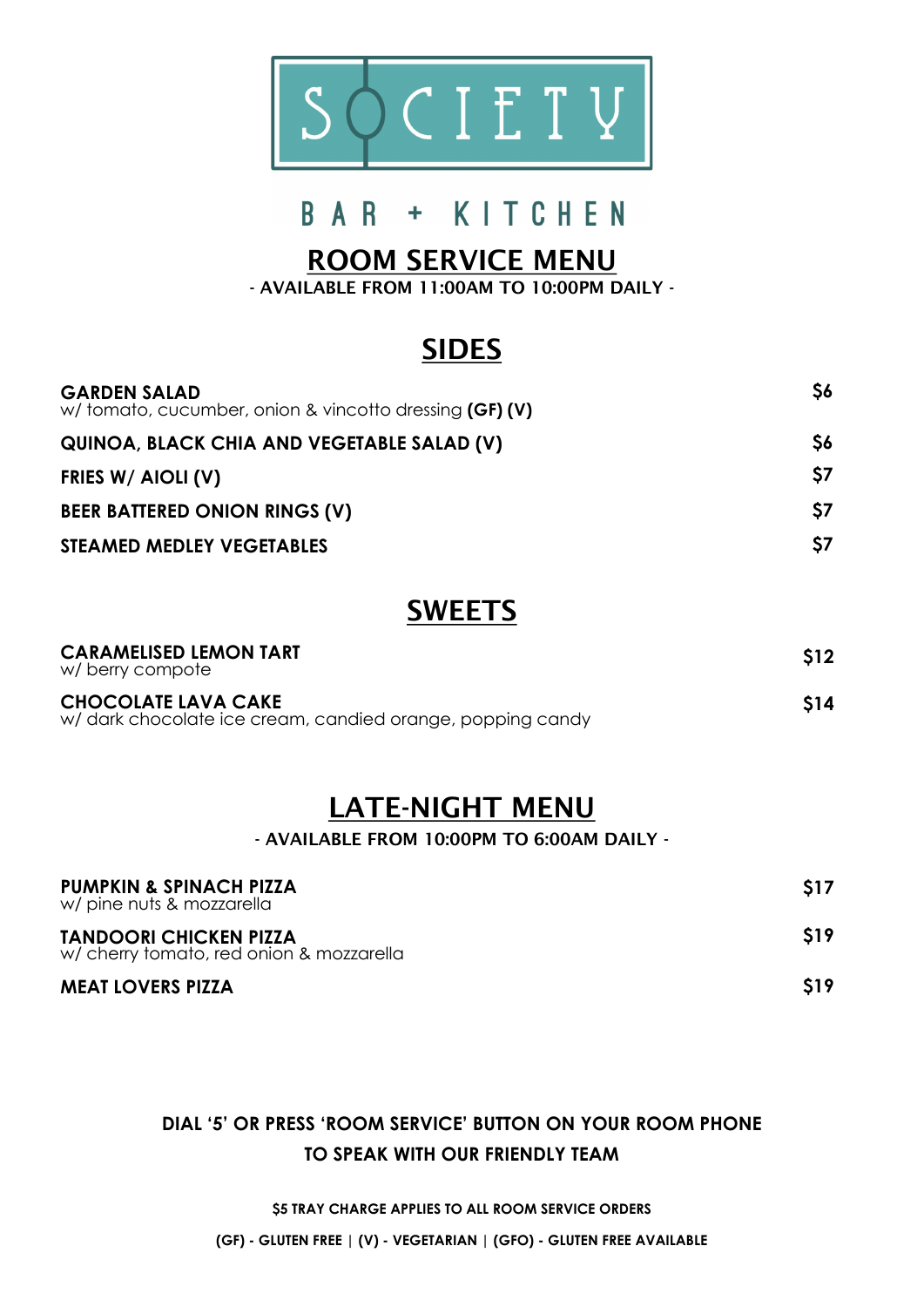# SOCIETY

## BAR + KITCHEN

## ROOM SERVICE MENU

- AVAILABLE FROM 11:00AM TO 10:00PM DAILY -

## SIDES

**GARDEN SALAD** — $6
w/ tomato, cucumber, onion & vincotto dressing **(GF) (V)**

**QUINOA, BLACK CHIA AND VEGETABLE SALAD (V)** — $6

**FRIES W/ AIOLI (V)** — $7

**BEER BATTERED ONION RINGS (V)** — $7

**STEAMED MEDLEY VEGETABLES** — $7

## SWEETS

**CARAMELISED LEMON TART** — $12
w/ berry compote

**CHOCOLATE LAVA CAKE** — $14
w/ dark chocolate ice cream, candied orange, popping candy

## LATE-NIGHT MENU

- AVAILABLE FROM 10:00PM TO 6:00AM DAILY -

**PUMPKIN & SPINACH PIZZA** — $17
w/ pine nuts & mozzarella

**TANDOORI CHICKEN PIZZA** — $19
w/ cherry tomato, red onion & mozzarella

**MEAT LOVERS PIZZA** — $19

**DIAL '5' OR PRESS 'ROOM SERVICE' BUTTON ON YOUR ROOM PHONE TO SPEAK WITH OUR FRIENDLY TEAM**

**$5 TRAY CHARGE APPLIES TO ALL ROOM SERVICE ORDERS**

**(GF) - GLUTEN FREE | (V) - VEGETARIAN | (GFO) - GLUTEN FREE AVAILABLE**